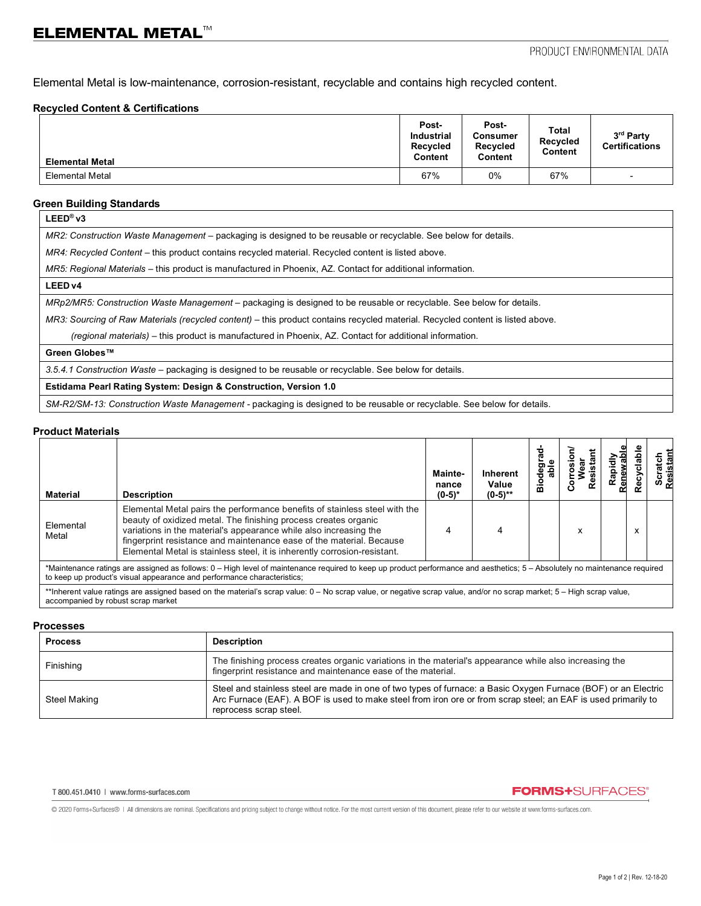# ELEMENTAL METAL™

PRODUCT ENVIRONMENTAL DATA

Elemental Metal is low-maintenance, corrosion-resistant, recyclable and contains high recycled content.

## Recycled Content & Certifications

| Elemental Metal | Post-Industrial Recycled Content | Post-Consumer Recycled Content | Total Recycled Content | 3rd Party Certifications |
|---|---|---|---|---|
| Elemental Metal | 67% | 0% | 67% | - |

## Green Building Standards

**LEED® v3**

*MR2: Construction Waste Management* – packaging is designed to be reusable or recyclable. See below for details.

*MR4: Recycled Content* – this product contains recycled material. Recycled content is listed above.

*MR5: Regional Materials* – this product is manufactured in Phoenix, AZ. Contact for additional information.

**LEED v4**

*MRp2/MR5: Construction Waste Management* – packaging is designed to be reusable or recyclable. See below for details.

*MR3: Sourcing of Raw Materials (recycled content)* – this product contains recycled material. Recycled content is listed above.

*(regional materials)* – this product is manufactured in Phoenix, AZ. Contact for additional information.

**Green Globes™**

*3.5.4.1 Construction Waste* – packaging is designed to be reusable or recyclable. See below for details.

**Estidama Pearl Rating System: Design & Construction, Version 1.0**

*SM-R2/SM-13: Construction Waste Management* - packaging is designed to be reusable or recyclable. See below for details.

## Product Materials

| Material | Description | Maintenance (0-5)* | Inherent Value (0-5)** | Biodegradable | Corrosion/ Wear Resistant | Rapidly Renewable | Recyclable | Scratch Resistant |
|---|---|---|---|---|---|---|---|---|
| Elemental Metal | Elemental Metal pairs the performance benefits of stainless steel with the beauty of oxidized metal. The finishing process creates organic variations in the material's appearance while also increasing the fingerprint resistance and maintenance ease of the material. Because Elemental Metal is stainless steel, it is inherently corrosion-resistant. | 4 | 4 | | x | | x | |

*Maintenance ratings are assigned as follows: 0 – High level of maintenance required to keep up product performance and aesthetics; 5 – Absolutely no maintenance required to keep up product's visual appearance and performance characteristics;

**Inherent value ratings are assigned based on the material's scrap value: 0 – No scrap value, or negative scrap value, and/or no scrap market; 5 – High scrap value, accompanied by robust scrap market

## Processes

| Process | Description |
|---|---|
| Finishing | The finishing process creates organic variations in the material's appearance while also increasing the fingerprint resistance and maintenance ease of the material. |
| Steel Making | Steel and stainless steel are made in one of two types of furnace: a Basic Oxygen Furnace (BOF) or an Electric Arc Furnace (EAF). A BOF is used to make steel from iron ore or from scrap steel; an EAF is used primarily to reprocess scrap steel. |

T 800.451.0410 | www.forms-surfaces.com

FORMS+SURFACES®

© 2020 Forms+Surfaces® | All dimensions are nominal. Specifications and pricing subject to change without notice. For the most current version of this document, please refer to our website at www.forms-surfaces.com.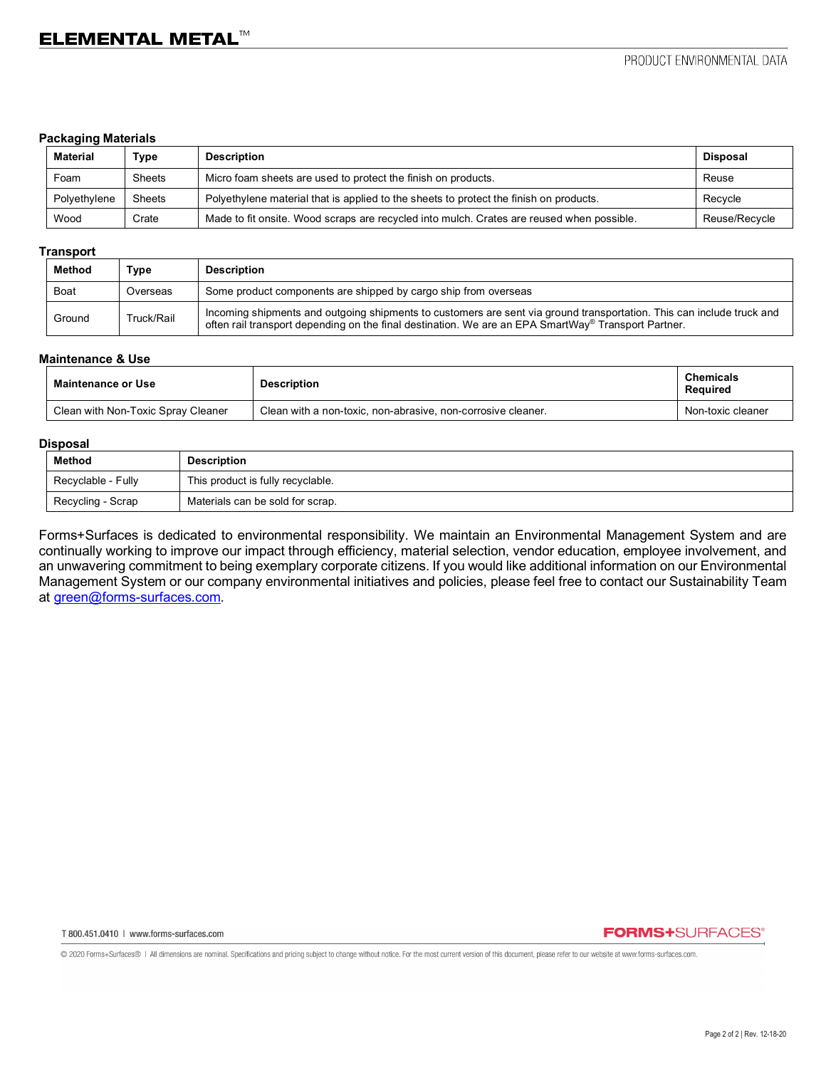### Packaging Materials

| Material | Type | Description | Disposal |
|---|---|---|---|
| Foam | Sheets | Micro foam sheets are used to protect the finish on products. | Reuse |
| Polyethylene | Sheets | Polyethylene material that is applied to the sheets to protect the finish on products. | Recycle |
| Wood | Crate | Made to fit onsite. Wood scraps are recycled into mulch. Crates are reused when possible. | Reuse/Recycle |

### Transport

| Method | Type | Description |
|---|---|---|
| Boat | Overseas | Some product components are shipped by cargo ship from overseas |
| Ground | Truck/Rail | Incoming shipments and outgoing shipments to customers are sent via ground transportation. This can include truck and often rail transport depending on the final destination. We are an EPA SmartWay® Transport Partner. |

### Maintenance & Use

| Maintenance or Use | Description | Chemicals Required |
|---|---|---|
| Clean with Non-Toxic Spray Cleaner | Clean with a non-toxic, non-abrasive, non-corrosive cleaner. | Non-toxic cleaner |

### Disposal

| Method | Description |
|---|---|
| Recyclable - Fully | This product is fully recyclable. |
| Recycling - Scrap | Materials can be sold for scrap. |

Forms+Surfaces is dedicated to environmental responsibility. We maintain an Environmental Management System and are continually working to improve our impact through efficiency, material selection, vendor education, employee involvement, and an unwavering commitment to being exemplary corporate citizens. If you would like additional information on our Environmental Management System or our company environmental initiatives and policies, please feel free to contact our Sustainability Team at green@forms-surfaces.com.